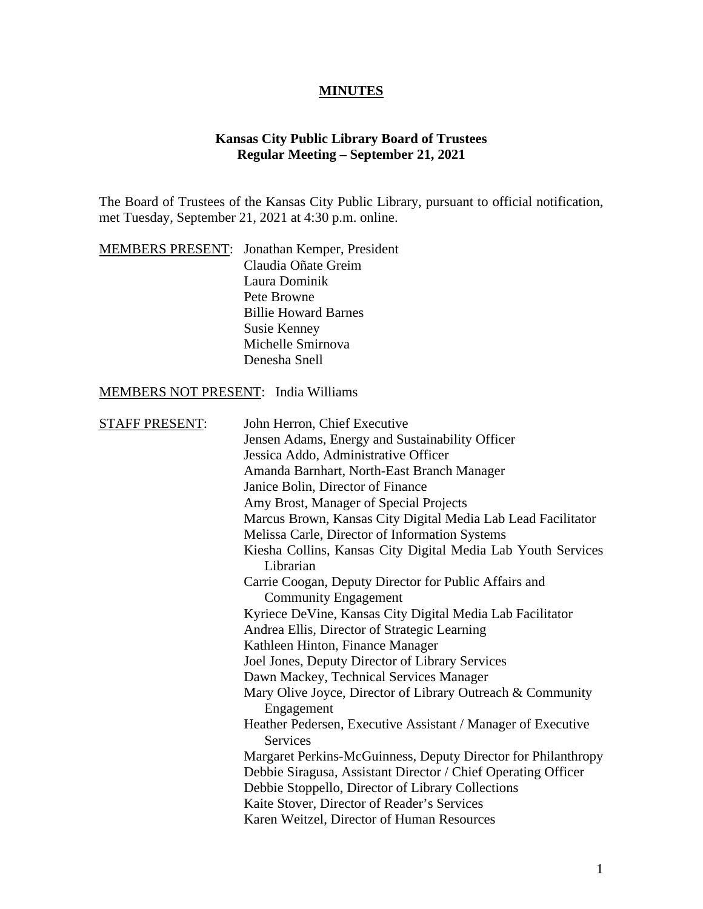# MINUTES

**Kansas City Public Library Board of Trustees**
**Regular Meeting – September 21, 2021**

The Board of Trustees of the Kansas City Public Library, pursuant to official notification, met Tuesday, September 21, 2021 at 4:30 p.m. online.

MEMBERS PRESENT:
- Jonathan Kemper, President
- Claudia Oñate Greim
- Laura Dominik
- Pete Browne
- Billie Howard Barnes
- Susie Kenney
- Michelle Smirnova
- Denesha Snell

MEMBERS NOT PRESENT: India Williams

STAFF PRESENT:
- John Herron, Chief Executive
- Jensen Adams, Energy and Sustainability Officer
- Jessica Addo, Administrative Officer
- Amanda Barnhart, North-East Branch Manager
- Janice Bolin, Director of Finance
- Amy Brost, Manager of Special Projects
- Marcus Brown, Kansas City Digital Media Lab Lead Facilitator
- Melissa Carle, Director of Information Systems
- Kiesha Collins, Kansas City Digital Media Lab Youth Services Librarian
- Carrie Coogan, Deputy Director for Public Affairs and Community Engagement
- Kyriece DeVine, Kansas City Digital Media Lab Facilitator
- Andrea Ellis, Director of Strategic Learning
- Kathleen Hinton, Finance Manager
- Joel Jones, Deputy Director of Library Services
- Dawn Mackey, Technical Services Manager
- Mary Olive Joyce, Director of Library Outreach & Community Engagement
- Heather Pedersen, Executive Assistant / Manager of Executive Services
- Margaret Perkins-McGuinness, Deputy Director for Philanthropy
- Debbie Siragusa, Assistant Director / Chief Operating Officer
- Debbie Stoppello, Director of Library Collections
- Kaite Stover, Director of Reader's Services
- Karen Weitzel, Director of Human Resources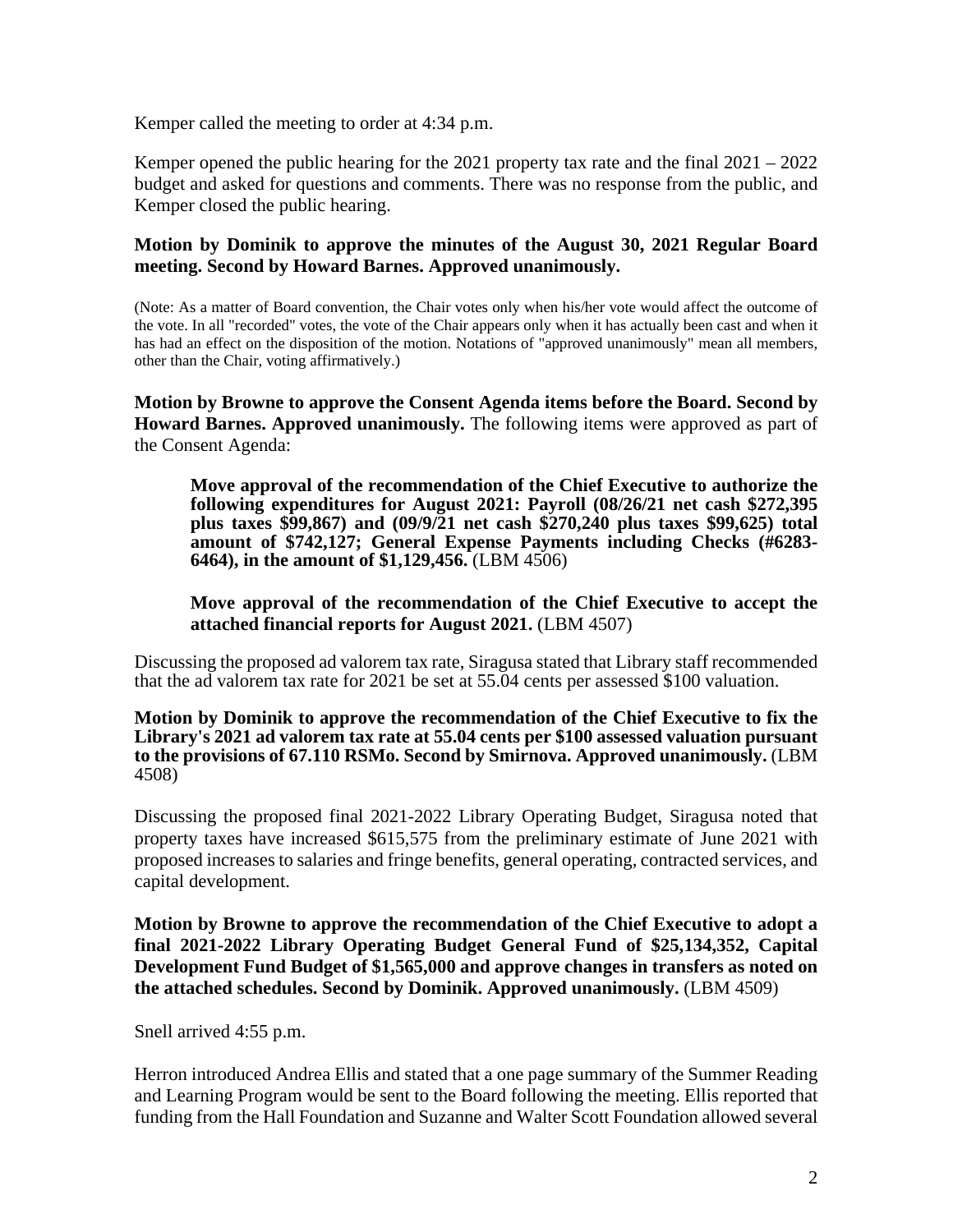Kemper called the meeting to order at 4:34 p.m.

Kemper opened the public hearing for the 2021 property tax rate and the final 2021 – 2022 budget and asked for questions and comments. There was no response from the public, and Kemper closed the public hearing.

**Motion by Dominik to approve the minutes of the August 30, 2021 Regular Board meeting. Second by Howard Barnes. Approved unanimously.**

(Note: As a matter of Board convention, the Chair votes only when his/her vote would affect the outcome of the vote. In all "recorded" votes, the vote of the Chair appears only when it has actually been cast and when it has had an effect on the disposition of the motion. Notations of "approved unanimously" mean all members, other than the Chair, voting affirmatively.)

**Motion by Browne to approve the Consent Agenda items before the Board. Second by Howard Barnes. Approved unanimously.** The following items were approved as part of the Consent Agenda:

> **Move approval of the recommendation of the Chief Executive to authorize the following expenditures for August 2021: Payroll (08/26/21 net cash $272,395 plus taxes $99,867) and (09/9/21 net cash $270,240 plus taxes $99,625) total amount of $742,127; General Expense Payments including Checks (#6283-6464), in the amount of $1,129,456.** (LBM 4506)
>
> **Move approval of the recommendation of the Chief Executive to accept the attached financial reports for August 2021.** (LBM 4507)

Discussing the proposed ad valorem tax rate, Siragusa stated that Library staff recommended that the ad valorem tax rate for 2021 be set at 55.04 cents per assessed $100 valuation.

**Motion by Dominik to approve the recommendation of the Chief Executive to fix the Library's 2021 ad valorem tax rate at 55.04 cents per $100 assessed valuation pursuant to the provisions of 67.110 RSMo. Second by Smirnova. Approved unanimously.** (LBM 4508)

Discussing the proposed final 2021-2022 Library Operating Budget, Siragusa noted that property taxes have increased $615,575 from the preliminary estimate of June 2021 with proposed increases to salaries and fringe benefits, general operating, contracted services, and capital development.

**Motion by Browne to approve the recommendation of the Chief Executive to adopt a final 2021-2022 Library Operating Budget General Fund of $25,134,352, Capital Development Fund Budget of $1,565,000 and approve changes in transfers as noted on the attached schedules. Second by Dominik. Approved unanimously.** (LBM 4509)

Snell arrived 4:55 p.m.

Herron introduced Andrea Ellis and stated that a one page summary of the Summer Reading and Learning Program would be sent to the Board following the meeting. Ellis reported that funding from the Hall Foundation and Suzanne and Walter Scott Foundation allowed several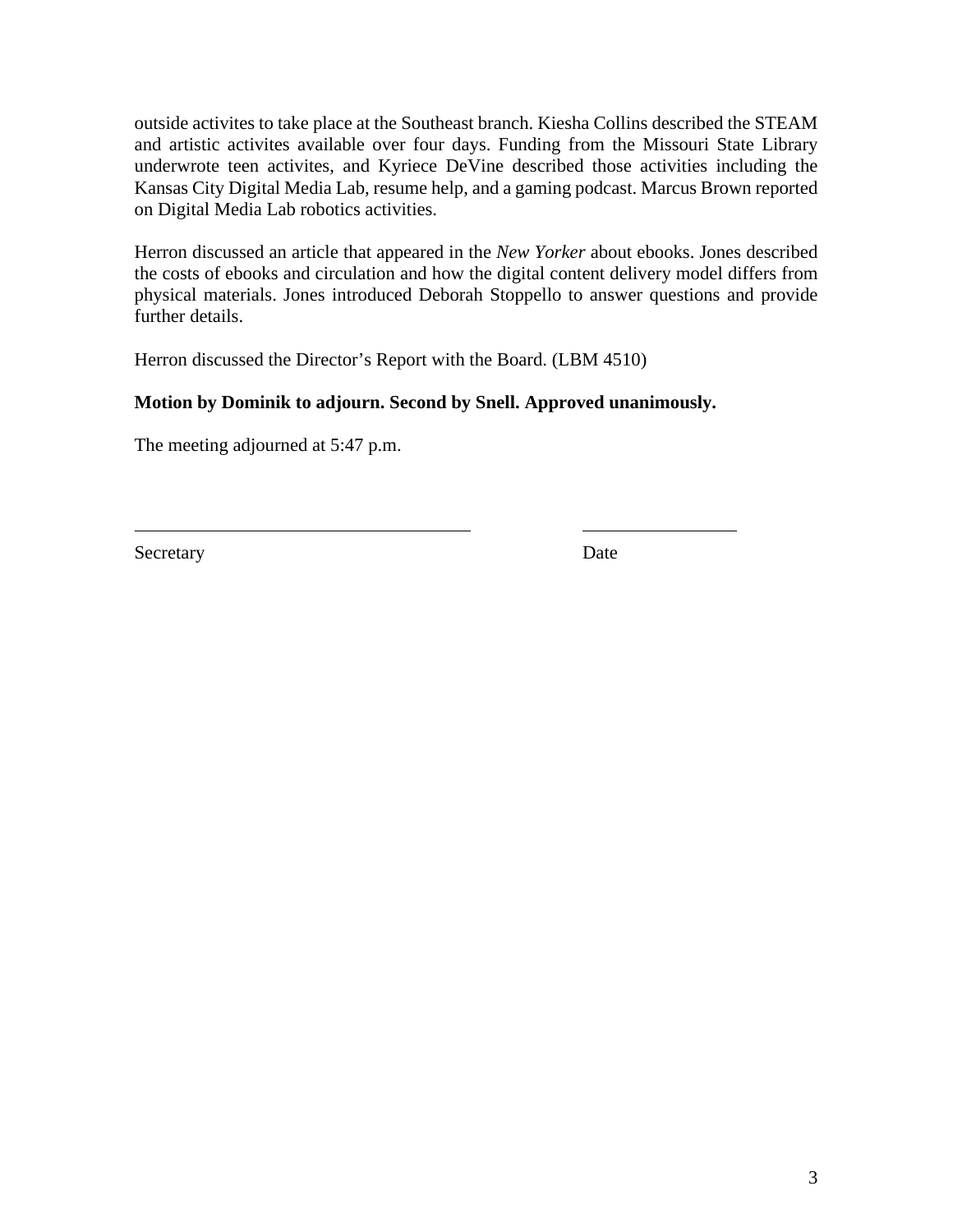outside activites to take place at the Southeast branch. Kiesha Collins described the STEAM and artistic activites available over four days. Funding from the Missouri State Library underwrote teen activites, and Kyriece DeVine described those activities including the Kansas City Digital Media Lab, resume help, and a gaming podcast. Marcus Brown reported on Digital Media Lab robotics activities.

Herron discussed an article that appeared in the *New Yorker* about ebooks. Jones described the costs of ebooks and circulation and how the digital content delivery model differs from physical materials. Jones introduced Deborah Stoppello to answer questions and provide further details.

Herron discussed the Director's Report with the Board. (LBM 4510)

**Motion by Dominik to adjourn. Second by Snell. Approved unanimously.**

The meeting adjourned at 5:47 p.m.

\_\_\_\_\_\_\_\_\_\_\_\_\_\_\_\_\_\_\_\_\_\_\_\_\_\_\_\_\_\_\_\_\_\_\_\_ \_\_\_\_\_\_\_\_\_\_\_\_\_\_\_\_\_

Secretary Date